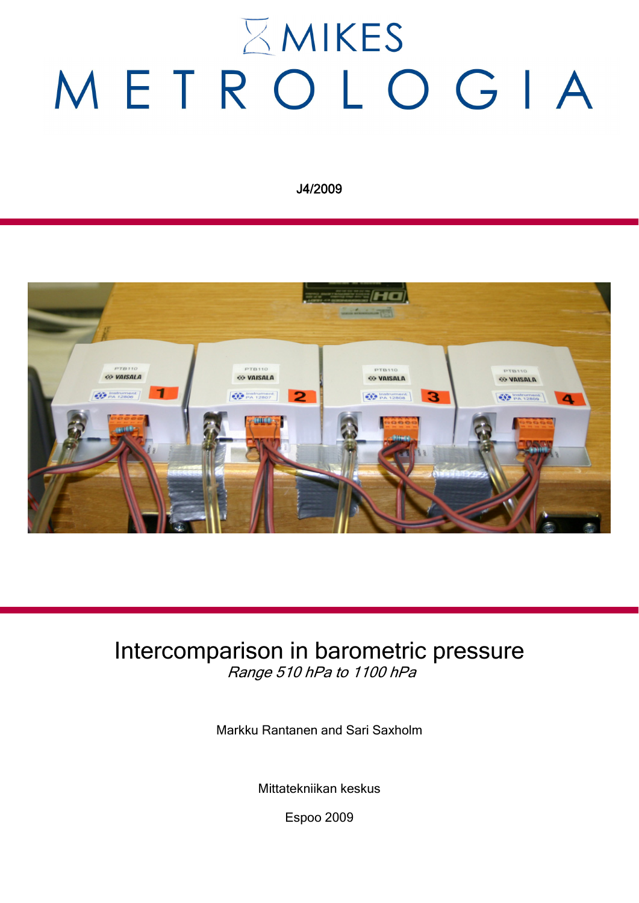MIKES

METROLOGIA

J4/2009

# Intercomparison in barometric pressure

*Range 510 hPa to 1100 hPa*

Markku Rantanen and Sari Saxholm

Mittatekniikan keskus

Espoo 2009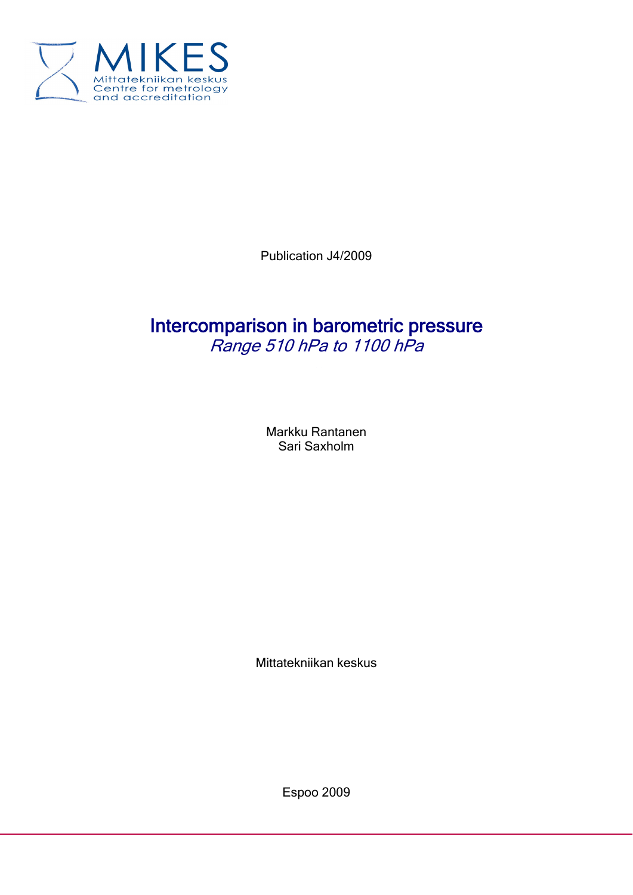MIKES
Mittatekniikan keskus
Centre for metrology
and accreditation

Publication J4/2009

# Intercomparison in barometric pressure

*Range 510 hPa to 1100 hPa*

Markku Rantanen
Sari Saxholm

Mittatekniikan keskus

Espoo 2009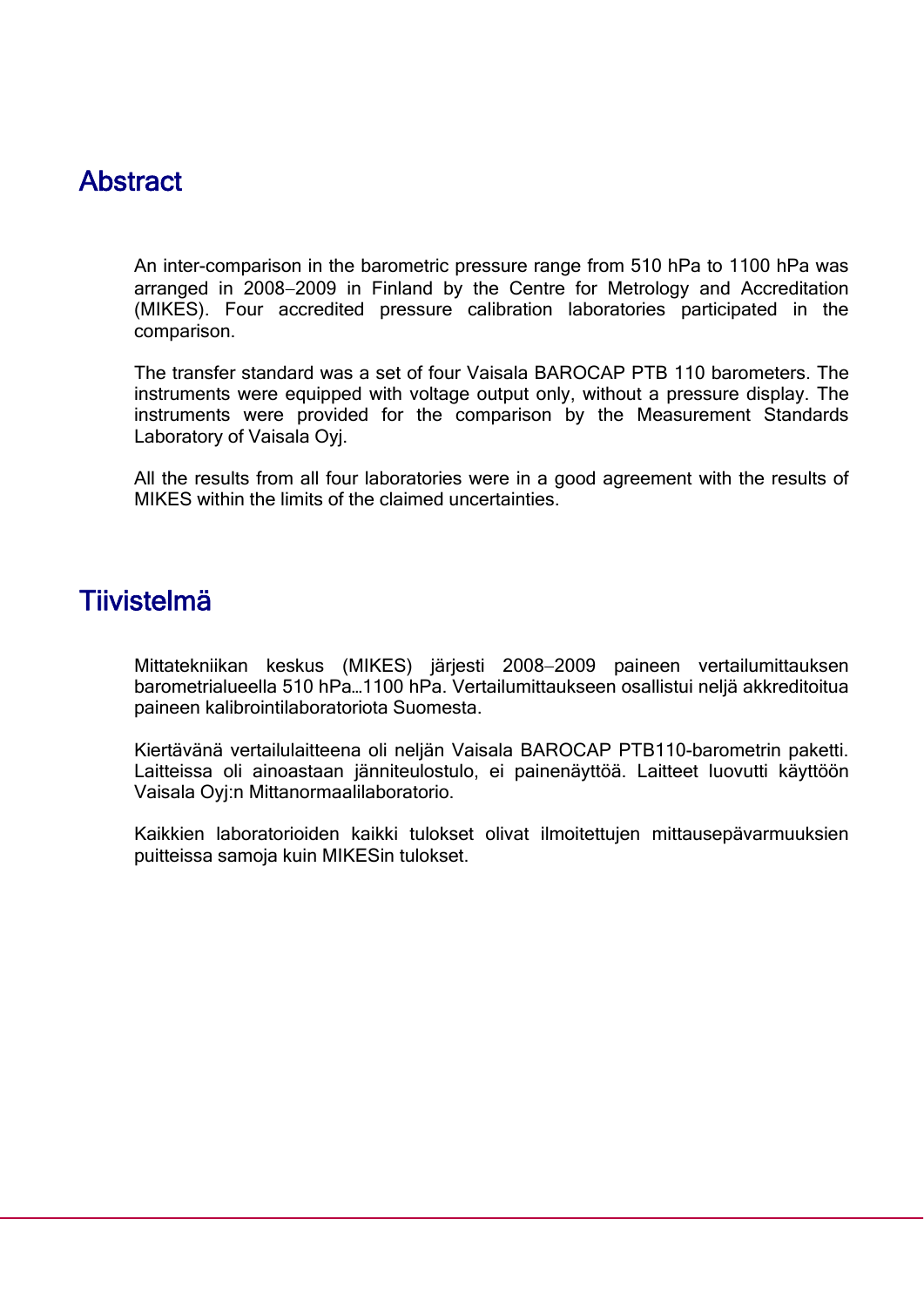# Abstract

An inter-comparison in the barometric pressure range from 510 hPa to 1100 hPa was arranged in 2008−2009 in Finland by the Centre for Metrology and Accreditation (MIKES). Four accredited pressure calibration laboratories participated in the comparison.

The transfer standard was a set of four Vaisala BAROCAP PTB 110 barometers. The instruments were equipped with voltage output only, without a pressure display. The instruments were provided for the comparison by the Measurement Standards Laboratory of Vaisala Oyj.

All the results from all four laboratories were in a good agreement with the results of MIKES within the limits of the claimed uncertainties.

# Tiivistelmä

Mittatekniikan keskus (MIKES) järjesti 2008−2009 paineen vertailumittauksen barometrialueella 510 hPa…1100 hPa. Vertailumittaukseen osallistui neljä akkreditoitua paineen kalibrointilaboratoriota Suomesta.

Kiertävänä vertailulaitteena oli neljän Vaisala BAROCAP PTB110-barometrin paketti. Laitteissa oli ainoastaan jänniteulostulo, ei painenäyttöä. Laitteet luovutti käyttöön Vaisala Oyj:n Mittanormaalilaboratorio.

Kaikkien laboratorioiden kaikki tulokset olivat ilmoitettujen mittausepävarmuuksien puitteissa samoja kuin MIKESin tulokset.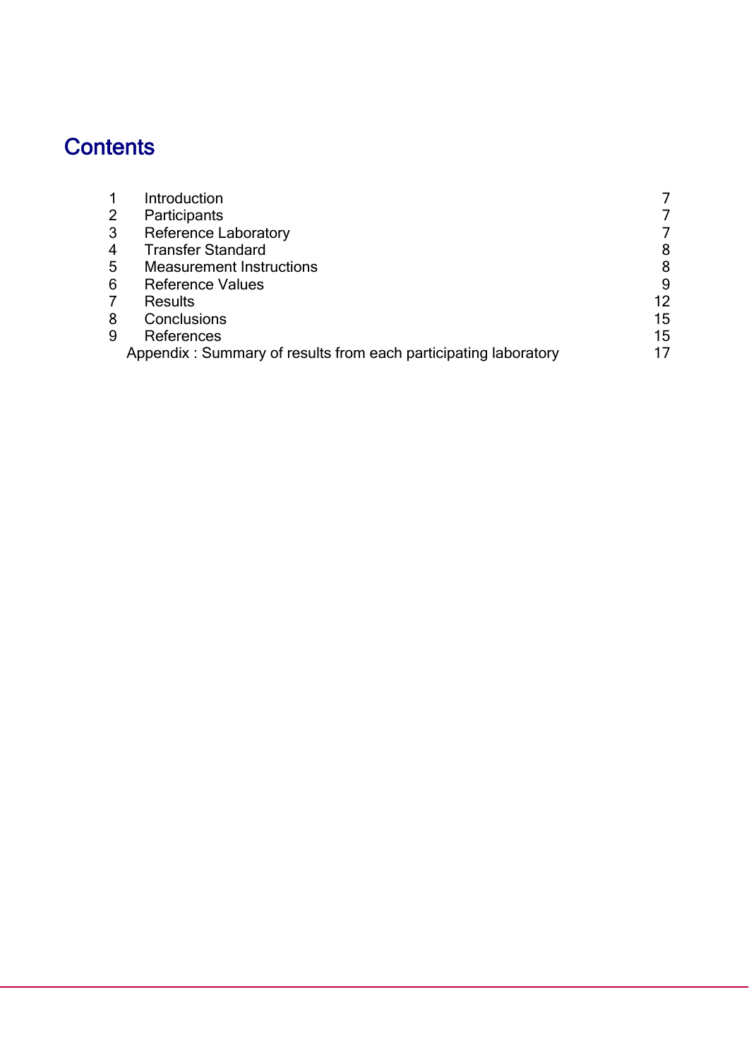# Contents

| | | |
|---|---|---|
| 1 | Introduction | 7 |
| 2 | Participants | 7 |
| 3 | Reference Laboratory | 7 |
| 4 | Transfer Standard | 8 |
| 5 | Measurement Instructions | 8 |
| 6 | Reference Values | 9 |
| 7 | Results | 12 |
| 8 | Conclusions | 15 |
| 9 | References | 15 |
| | Appendix : Summary of results from each participating laboratory | 17 |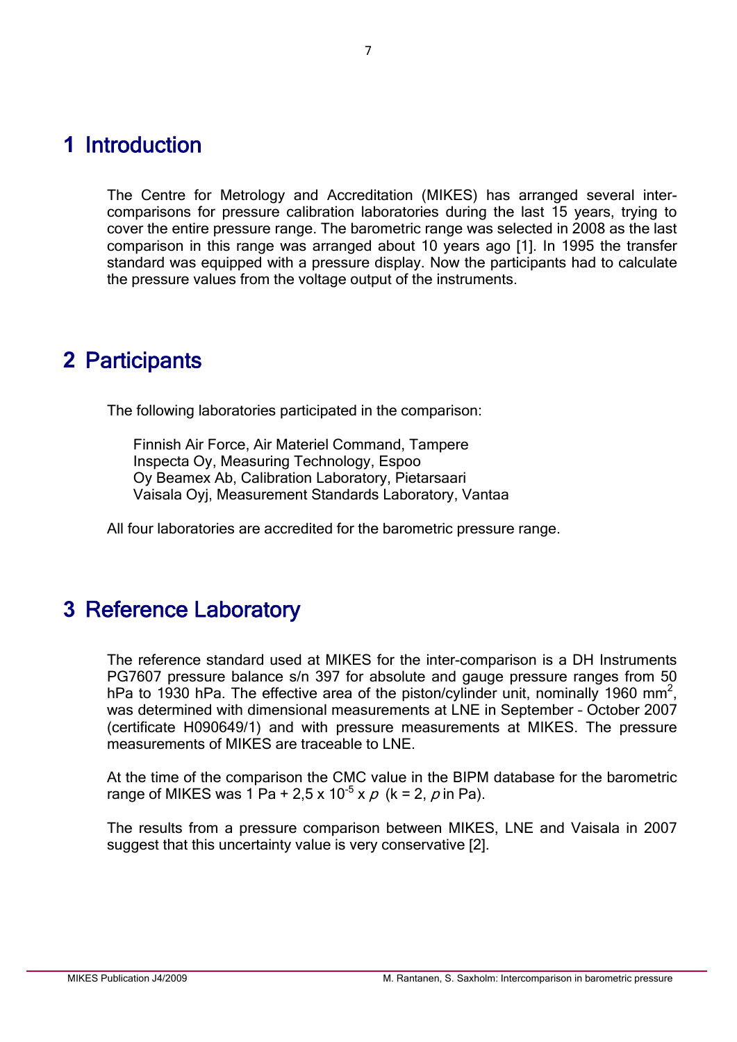# 1 Introduction

The Centre for Metrology and Accreditation (MIKES) has arranged several inter-comparisons for pressure calibration laboratories during the last 15 years, trying to cover the entire pressure range. The barometric range was selected in 2008 as the last comparison in this range was arranged about 10 years ago [1]. In 1995 the transfer standard was equipped with a pressure display. Now the participants had to calculate the pressure values from the voltage output of the instruments.

# 2 Participants

The following laboratories participated in the comparison:

Finnish Air Force, Air Materiel Command, Tampere
Inspecta Oy, Measuring Technology, Espoo
Oy Beamex Ab, Calibration Laboratory, Pietarsaari
Vaisala Oyj, Measurement Standards Laboratory, Vantaa

All four laboratories are accredited for the barometric pressure range.

# 3 Reference Laboratory

The reference standard used at MIKES for the inter-comparison is a DH Instruments PG7607 pressure balance s/n 397 for absolute and gauge pressure ranges from 50 hPa to 1930 hPa. The effective area of the piston/cylinder unit, nominally 1960 mm$^2$, was determined with dimensional measurements at LNE in September – October 2007 (certificate H090649/1) and with pressure measurements at MIKES. The pressure measurements of MIKES are traceable to LNE.

At the time of the comparison the CMC value in the BIPM database for the barometric range of MIKES was 1 Pa + 2,5 x $10^{-5}$ x $p$ (k = 2, $p$ in Pa).

The results from a pressure comparison between MIKES, LNE and Vaisala in 2007 suggest that this uncertainty value is very conservative [2].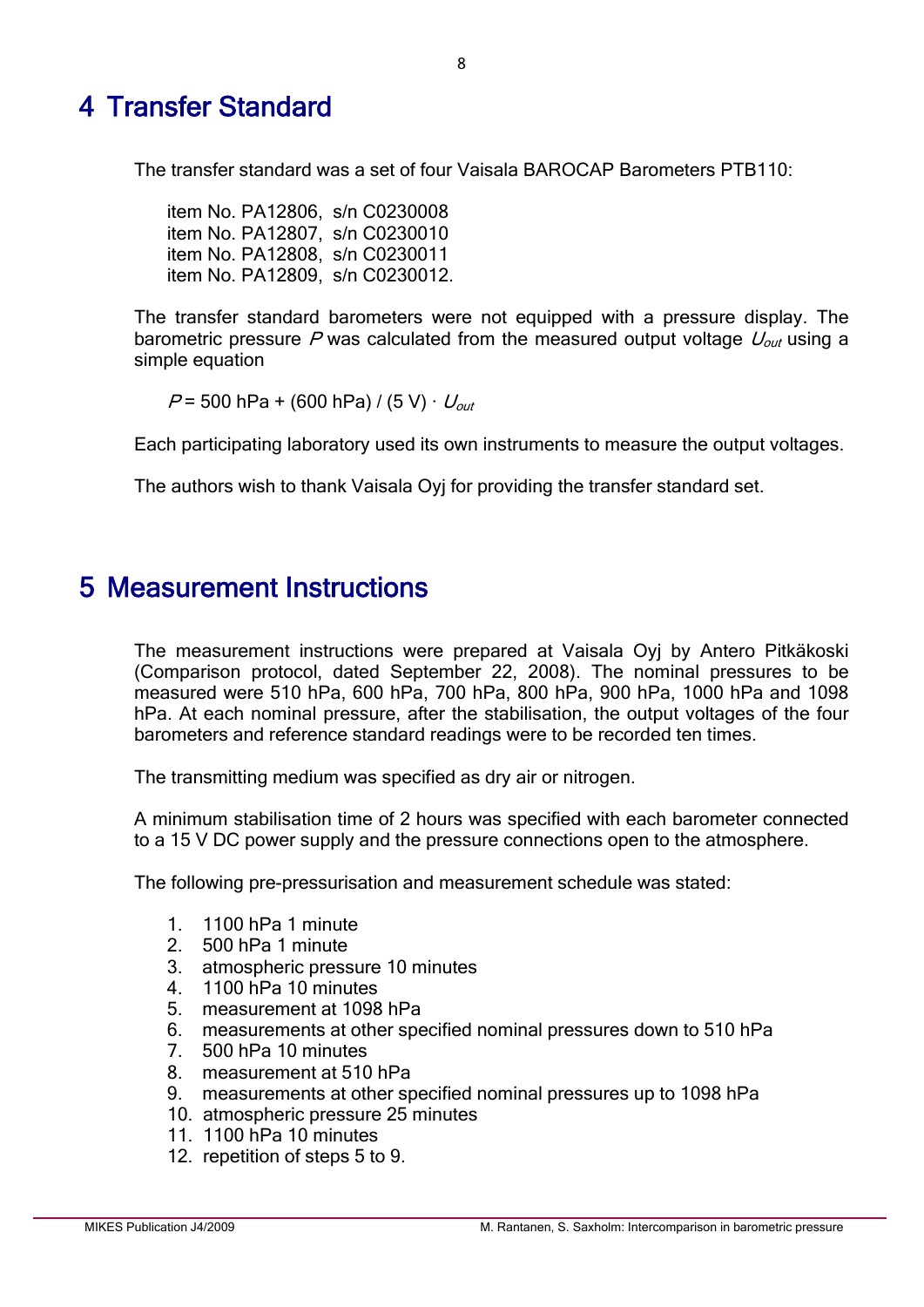# 4 Transfer Standard

The transfer standard was a set of four Vaisala BAROCAP Barometers PTB110:

item No. PA12806, s/n C0230008
item No. PA12807, s/n C0230010
item No. PA12808, s/n C0230011
item No. PA12809, s/n C0230012.

The transfer standard barometers were not equipped with a pressure display. The barometric pressure $P$ was calculated from the measured output voltage $U_{out}$ using a simple equation

$$P = 500\ \text{hPa} + (600\ \text{hPa}) / (5\ \text{V}) \cdot U_{out}$$

Each participating laboratory used its own instruments to measure the output voltages.

The authors wish to thank Vaisala Oyj for providing the transfer standard set.

# 5 Measurement Instructions

The measurement instructions were prepared at Vaisala Oyj by Antero Pitkäkoski (Comparison protocol, dated September 22, 2008). The nominal pressures to be measured were 510 hPa, 600 hPa, 700 hPa, 800 hPa, 900 hPa, 1000 hPa and 1098 hPa. At each nominal pressure, after the stabilisation, the output voltages of the four barometers and reference standard readings were to be recorded ten times.

The transmitting medium was specified as dry air or nitrogen.

A minimum stabilisation time of 2 hours was specified with each barometer connected to a 15 V DC power supply and the pressure connections open to the atmosphere.

The following pre-pressurisation and measurement schedule was stated:

1. 1100 hPa 1 minute
2. 500 hPa 1 minute
3. atmospheric pressure 10 minutes
4. 1100 hPa 10 minutes
5. measurement at 1098 hPa
6. measurements at other specified nominal pressures down to 510 hPa
7. 500 hPa 10 minutes
8. measurement at 510 hPa
9. measurements at other specified nominal pressures up to 1098 hPa
10. atmospheric pressure 25 minutes
11. 1100 hPa 10 minutes
12. repetition of steps 5 to 9.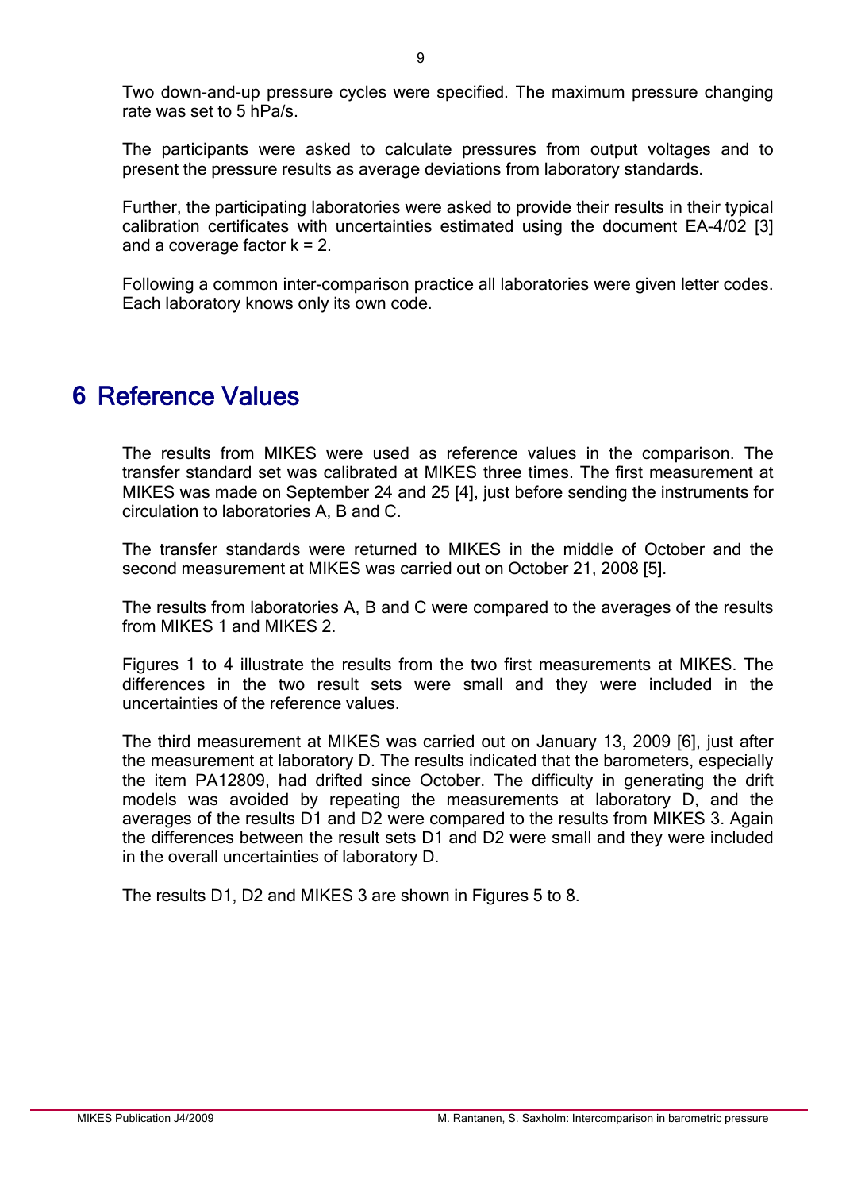Two down-and-up pressure cycles were specified. The maximum pressure changing rate was set to 5 hPa/s.

The participants were asked to calculate pressures from output voltages and to present the pressure results as average deviations from laboratory standards.

Further, the participating laboratories were asked to provide their results in their typical calibration certificates with uncertainties estimated using the document EA-4/02 [3] and a coverage factor $k = 2$.

Following a common inter-comparison practice all laboratories were given letter codes. Each laboratory knows only its own code.

# 6 Reference Values

The results from MIKES were used as reference values in the comparison. The transfer standard set was calibrated at MIKES three times. The first measurement at MIKES was made on September 24 and 25 [4], just before sending the instruments for circulation to laboratories A, B and C.

The transfer standards were returned to MIKES in the middle of October and the second measurement at MIKES was carried out on October 21, 2008 [5].

The results from laboratories A, B and C were compared to the averages of the results from MIKES 1 and MIKES 2.

Figures 1 to 4 illustrate the results from the two first measurements at MIKES. The differences in the two result sets were small and they were included in the uncertainties of the reference values.

The third measurement at MIKES was carried out on January 13, 2009 [6], just after the measurement at laboratory D. The results indicated that the barometers, especially the item PA12809, had drifted since October. The difficulty in generating the drift models was avoided by repeating the measurements at laboratory D, and the averages of the results D1 and D2 were compared to the results from MIKES 3. Again the differences between the result sets D1 and D2 were small and they were included in the overall uncertainties of laboratory D.

The results D1, D2 and MIKES 3 are shown in Figures 5 to 8.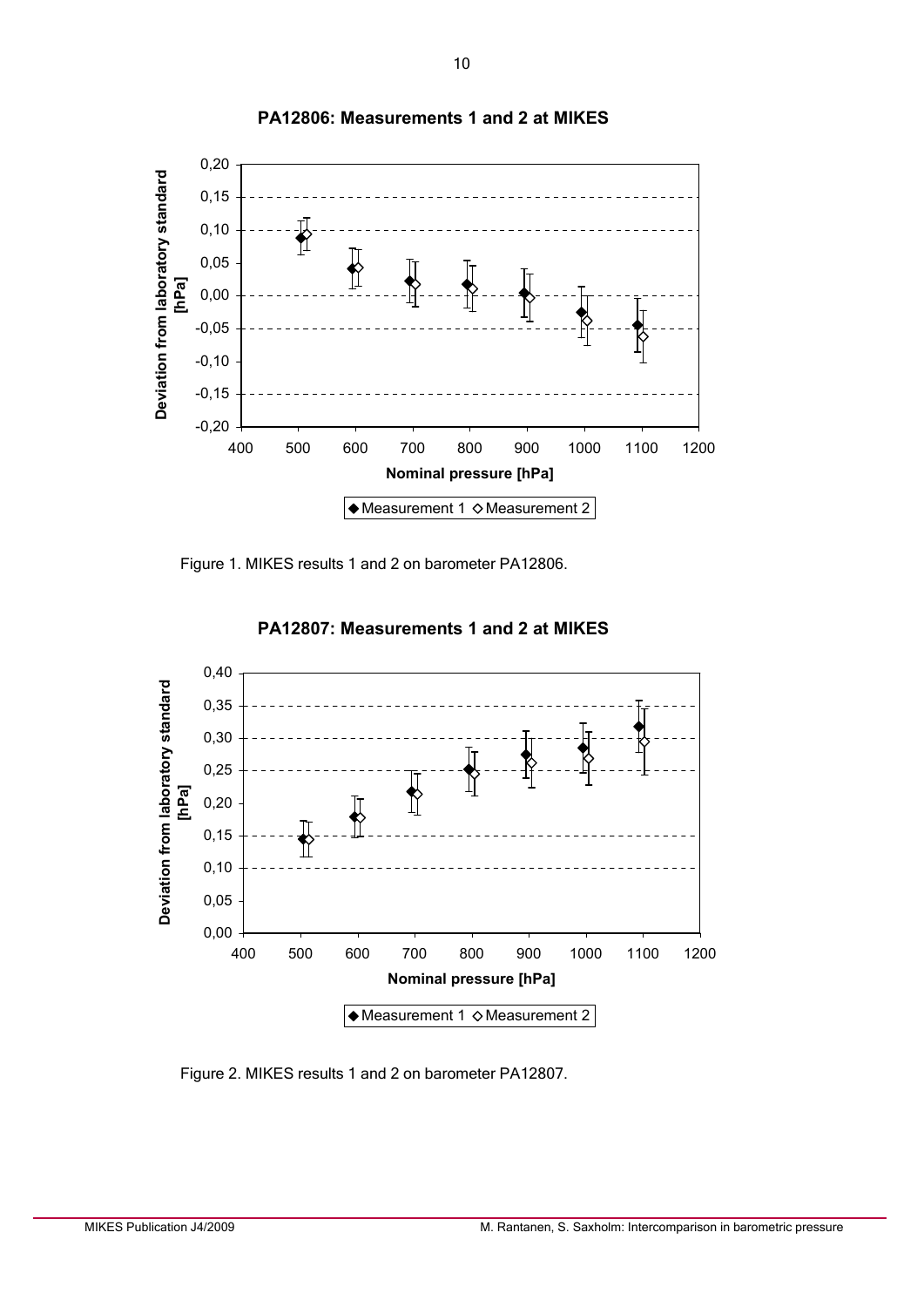Figure 1. MIKES results 1 and 2 on barometer PA12806.

Figure 2. MIKES results 1 and 2 on barometer PA12807.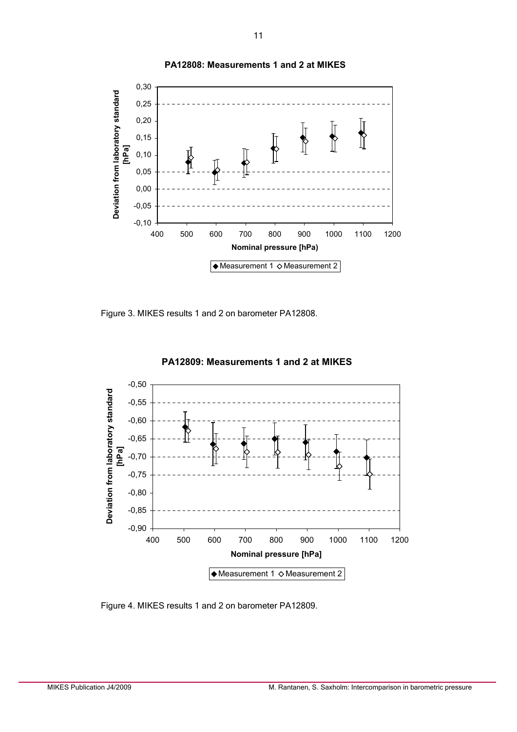**PA12808: Measurements 1 and 2 at MIKES**

Figure 3. MIKES results 1 and 2 on barometer PA12808.

**PA12809: Measurements 1 and 2 at MIKES**

Figure 4. MIKES results 1 and 2 on barometer PA12809.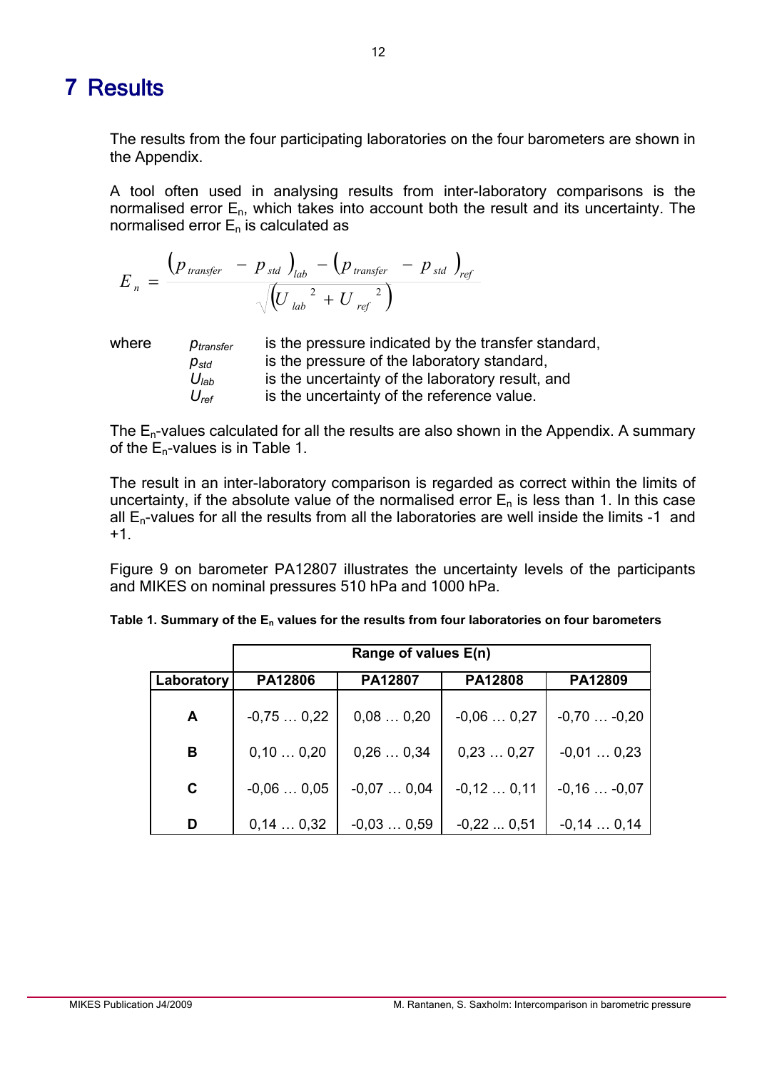# 7 Results

The results from the four participating laboratories on the four barometers are shown in the Appendix.

A tool often used in analysing results from inter-laboratory comparisons is the normalised error $E_n$, which takes into account both the result and its uncertainty. The normalised error $E_n$ is calculated as

$$E_n = \frac{(p_{transfer} - p_{std})_{lab} - (p_{transfer} - p_{std})_{ref}}{\sqrt{(U_{lab}^2 + U_{ref}^2)}}$$

where
- $p_{transfer}$ is the pressure indicated by the transfer standard,
- $p_{std}$ is the pressure of the laboratory standard,
- $U_{lab}$ is the uncertainty of the laboratory result, and
- $U_{ref}$ is the uncertainty of the reference value.

The $E_n$-values calculated for all the results are also shown in the Appendix. A summary of the $E_n$-values is in Table 1.

The result in an inter-laboratory comparison is regarded as correct within the limits of uncertainty, if the absolute value of the normalised error $E_n$ is less than 1. In this case all $E_n$-values for all the results from all the laboratories are well inside the limits -1 and +1.

Figure 9 on barometer PA12807 illustrates the uncertainty levels of the participants and MIKES on nominal pressures 510 hPa and 1000 hPa.

**Table 1. Summary of the $E_n$ values for the results from four laboratories on four barometers**

| | Range of values E(n) | | | |
|---|---|---|---|---|
| **Laboratory** | **PA12806** | **PA12807** | **PA12808** | **PA12809** |
| **A** | -0,75 … 0,22 | 0,08 … 0,20 | -0,06 … 0,27 | -0,70 … -0,20 |
| **B** | 0,10 … 0,20 | 0,26 … 0,34 | 0,23 … 0,27 | -0,01 … 0,23 |
| **C** | -0,06 … 0,05 | -0,07 … 0,04 | -0,12 … 0,11 | -0,16 … -0,07 |
| **D** | 0,14 … 0,32 | -0,03 … 0,59 | -0,22 ... 0,51 | -0,14 … 0,14 |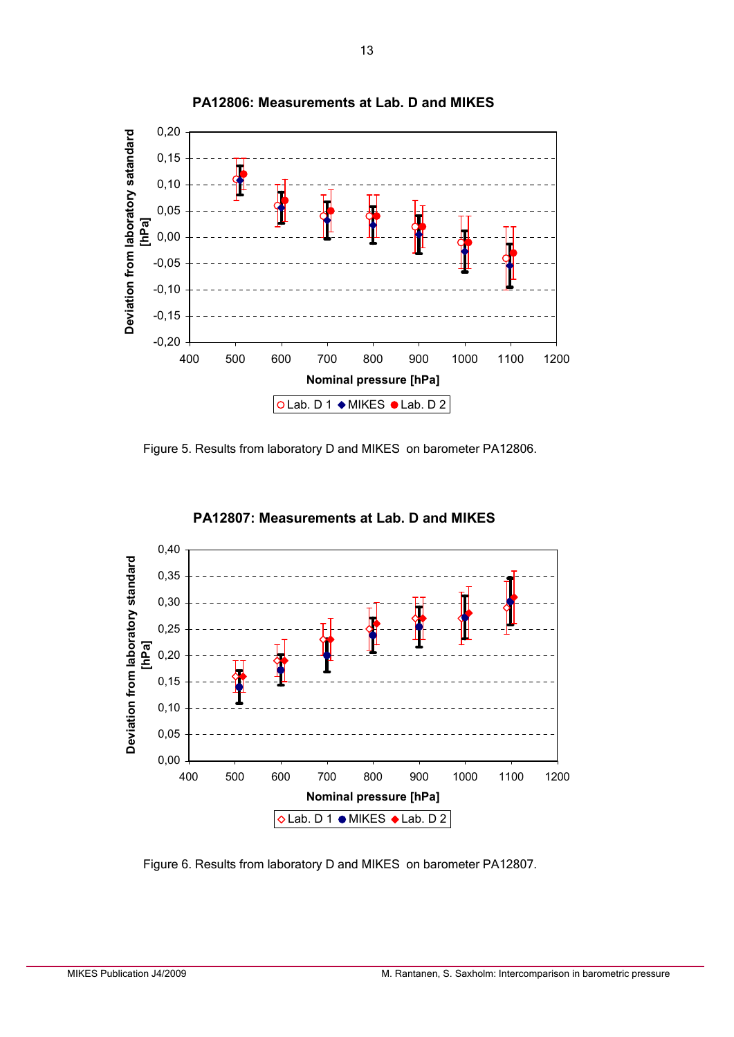Figure 5. Results from laboratory D and MIKES on barometer PA12806.

Figure 6. Results from laboratory D and MIKES on barometer PA12807.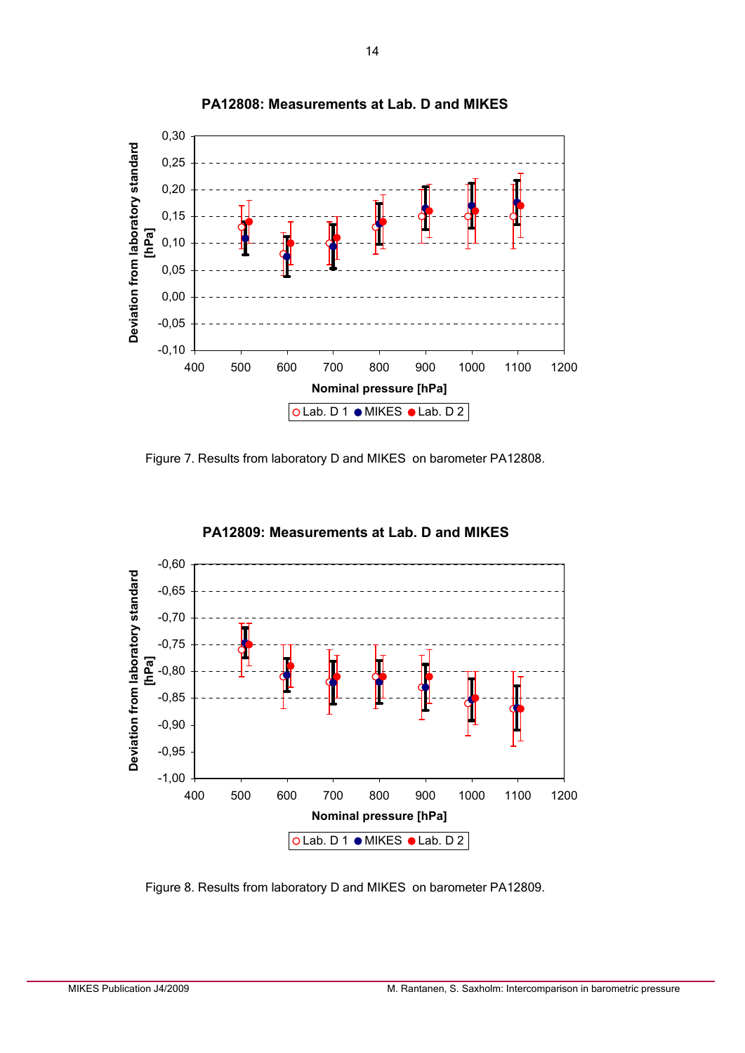Figure 7. Results from laboratory D and MIKES on barometer PA12808.

Figure 8. Results from laboratory D and MIKES on barometer PA12809.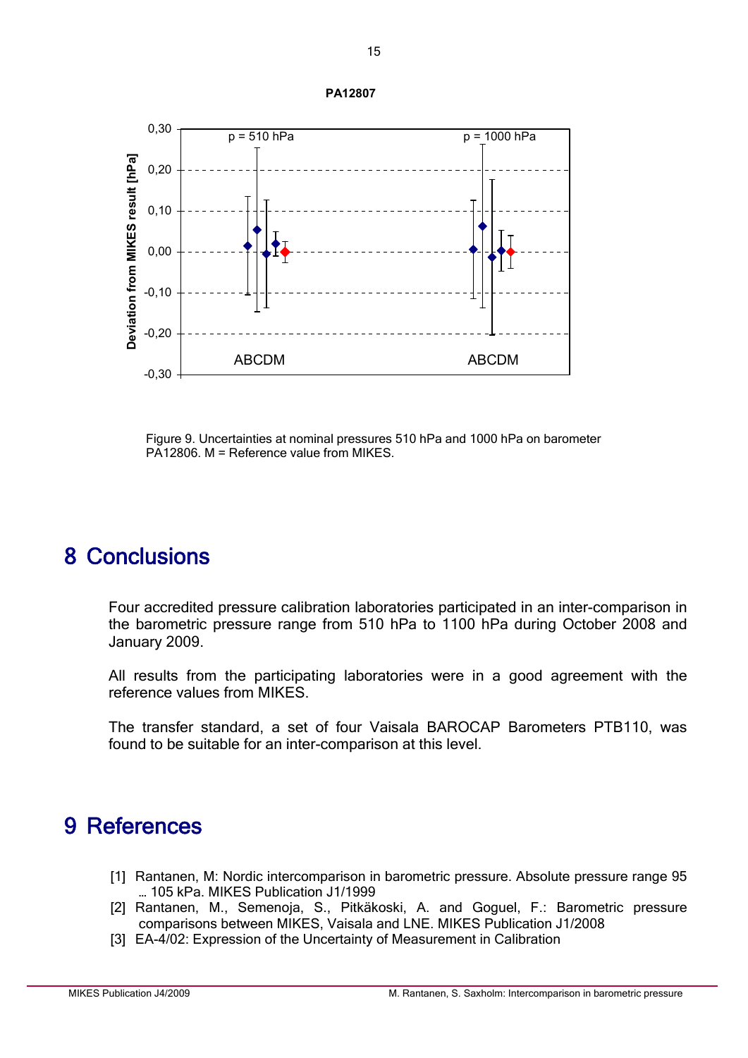PA12807

Figure 9. Uncertainties at nominal pressures 510 hPa and 1000 hPa on barometer PA12806. M = Reference value from MIKES.

# 8 Conclusions

Four accredited pressure calibration laboratories participated in an inter-comparison in the barometric pressure range from 510 hPa to 1100 hPa during October 2008 and January 2009.

All results from the participating laboratories were in a good agreement with the reference values from MIKES.

The transfer standard, a set of four Vaisala BAROCAP Barometers PTB110, was found to be suitable for an inter-comparison at this level.

# 9 References

[1] Rantanen, M: Nordic intercomparison in barometric pressure. Absolute pressure range 95 … 105 kPa. MIKES Publication J1/1999

[2] Rantanen, M., Semenoja, S., Pitkäkoski, A. and Goguel, F.: Barometric pressure comparisons between MIKES, Vaisala and LNE. MIKES Publication J1/2008

[3] EA-4/02: Expression of the Uncertainty of Measurement in Calibration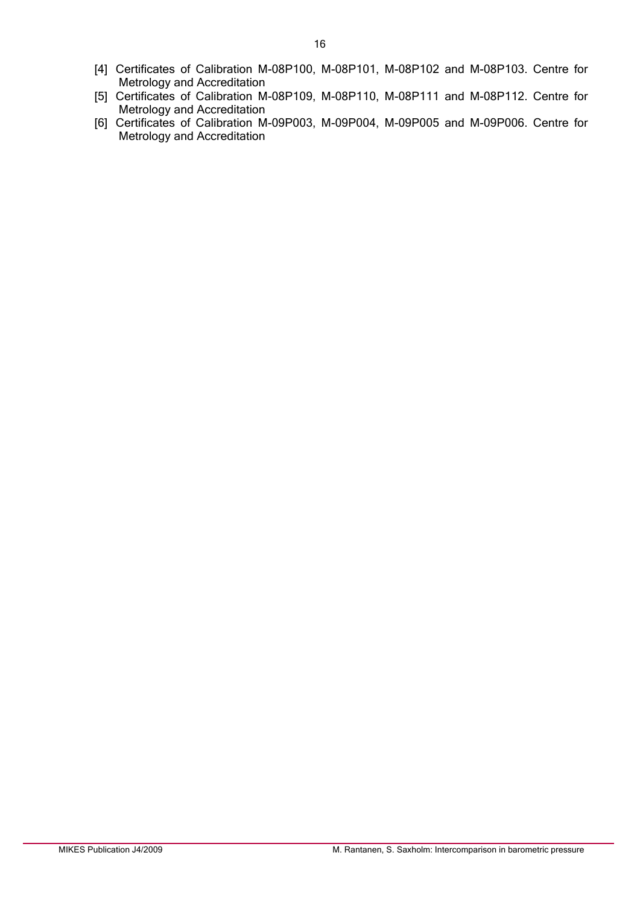[4] Certificates of Calibration M-08P100, M-08P101, M-08P102 and M-08P103. Centre for Metrology and Accreditation

[5] Certificates of Calibration M-08P109, M-08P110, M-08P111 and M-08P112. Centre for Metrology and Accreditation

[6] Certificates of Calibration M-09P003, M-09P004, M-09P005 and M-09P006. Centre for Metrology and Accreditation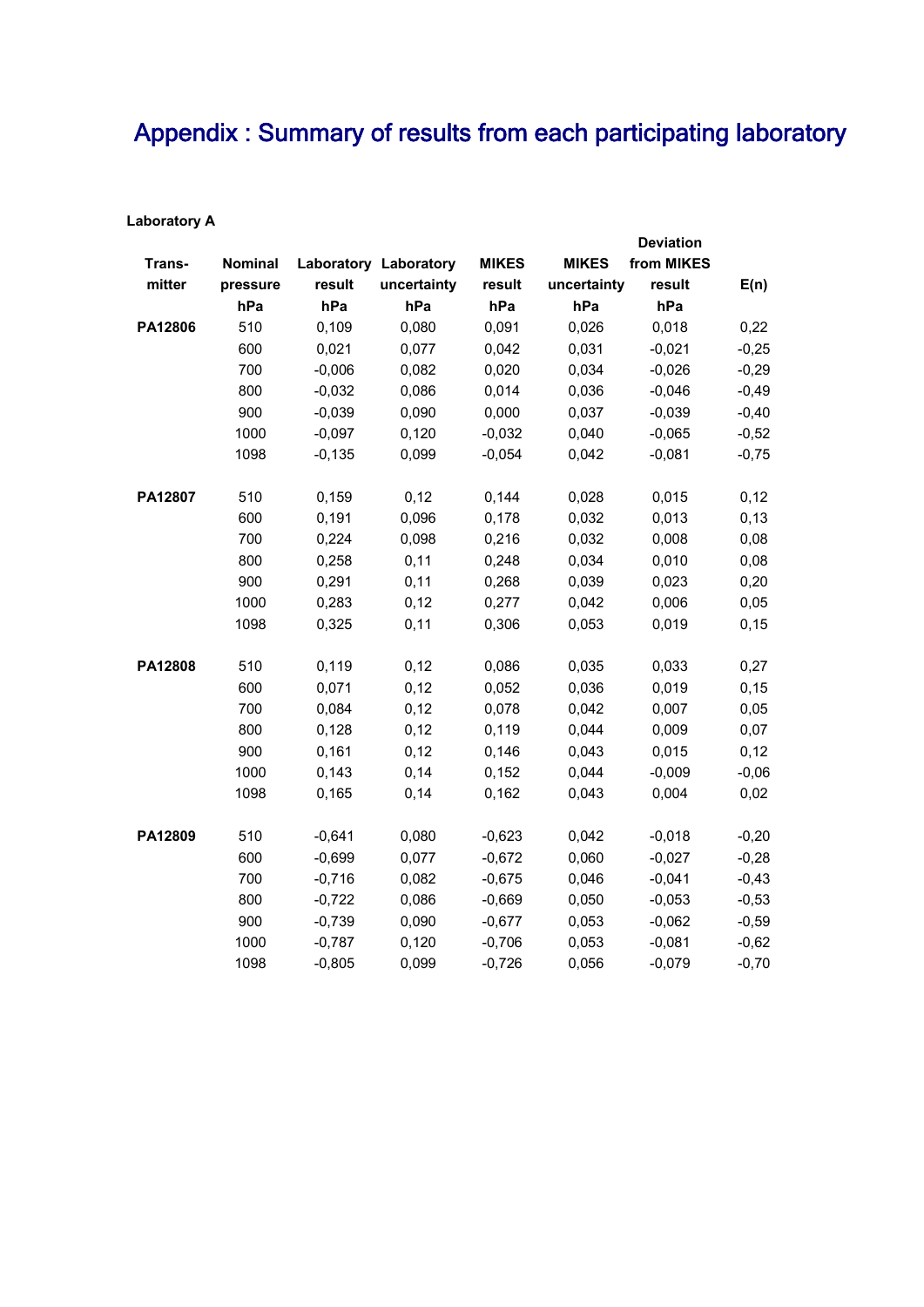# Appendix : Summary of results from each participating laboratory

**Laboratory A**

| Trans-mitter | Nominal pressure hPa | Laboratory result hPa | Laboratory uncertainty hPa | MIKES result hPa | MIKES uncertainty hPa | Deviation from MIKES result hPa | E(n) |
|---|---|---|---|---|---|---|---|
| **PA12806** | 510 | 0,109 | 0,080 | 0,091 | 0,026 | 0,018 | 0,22 |
| | 600 | 0,021 | 0,077 | 0,042 | 0,031 | -0,021 | -0,25 |
| | 700 | -0,006 | 0,082 | 0,020 | 0,034 | -0,026 | -0,29 |
| | 800 | -0,032 | 0,086 | 0,014 | 0,036 | -0,046 | -0,49 |
| | 900 | -0,039 | 0,090 | 0,000 | 0,037 | -0,039 | -0,40 |
| | 1000 | -0,097 | 0,120 | -0,032 | 0,040 | -0,065 | -0,52 |
| | 1098 | -0,135 | 0,099 | -0,054 | 0,042 | -0,081 | -0,75 |
| **PA12807** | 510 | 0,159 | 0,12 | 0,144 | 0,028 | 0,015 | 0,12 |
| | 600 | 0,191 | 0,096 | 0,178 | 0,032 | 0,013 | 0,13 |
| | 700 | 0,224 | 0,098 | 0,216 | 0,032 | 0,008 | 0,08 |
| | 800 | 0,258 | 0,11 | 0,248 | 0,034 | 0,010 | 0,08 |
| | 900 | 0,291 | 0,11 | 0,268 | 0,039 | 0,023 | 0,20 |
| | 1000 | 0,283 | 0,12 | 0,277 | 0,042 | 0,006 | 0,05 |
| | 1098 | 0,325 | 0,11 | 0,306 | 0,053 | 0,019 | 0,15 |
| **PA12808** | 510 | 0,119 | 0,12 | 0,086 | 0,035 | 0,033 | 0,27 |
| | 600 | 0,071 | 0,12 | 0,052 | 0,036 | 0,019 | 0,15 |
| | 700 | 0,084 | 0,12 | 0,078 | 0,042 | 0,007 | 0,05 |
| | 800 | 0,128 | 0,12 | 0,119 | 0,044 | 0,009 | 0,07 |
| | 900 | 0,161 | 0,12 | 0,146 | 0,043 | 0,015 | 0,12 |
| | 1000 | 0,143 | 0,14 | 0,152 | 0,044 | -0,009 | -0,06 |
| | 1098 | 0,165 | 0,14 | 0,162 | 0,043 | 0,004 | 0,02 |
| **PA12809** | 510 | -0,641 | 0,080 | -0,623 | 0,042 | -0,018 | -0,20 |
| | 600 | -0,699 | 0,077 | -0,672 | 0,060 | -0,027 | -0,28 |
| | 700 | -0,716 | 0,082 | -0,675 | 0,046 | -0,041 | -0,43 |
| | 800 | -0,722 | 0,086 | -0,669 | 0,050 | -0,053 | -0,53 |
| | 900 | -0,739 | 0,090 | -0,677 | 0,053 | -0,062 | -0,59 |
| | 1000 | -0,787 | 0,120 | -0,706 | 0,053 | -0,081 | -0,62 |
| | 1098 | -0,805 | 0,099 | -0,726 | 0,056 | -0,079 | -0,70 |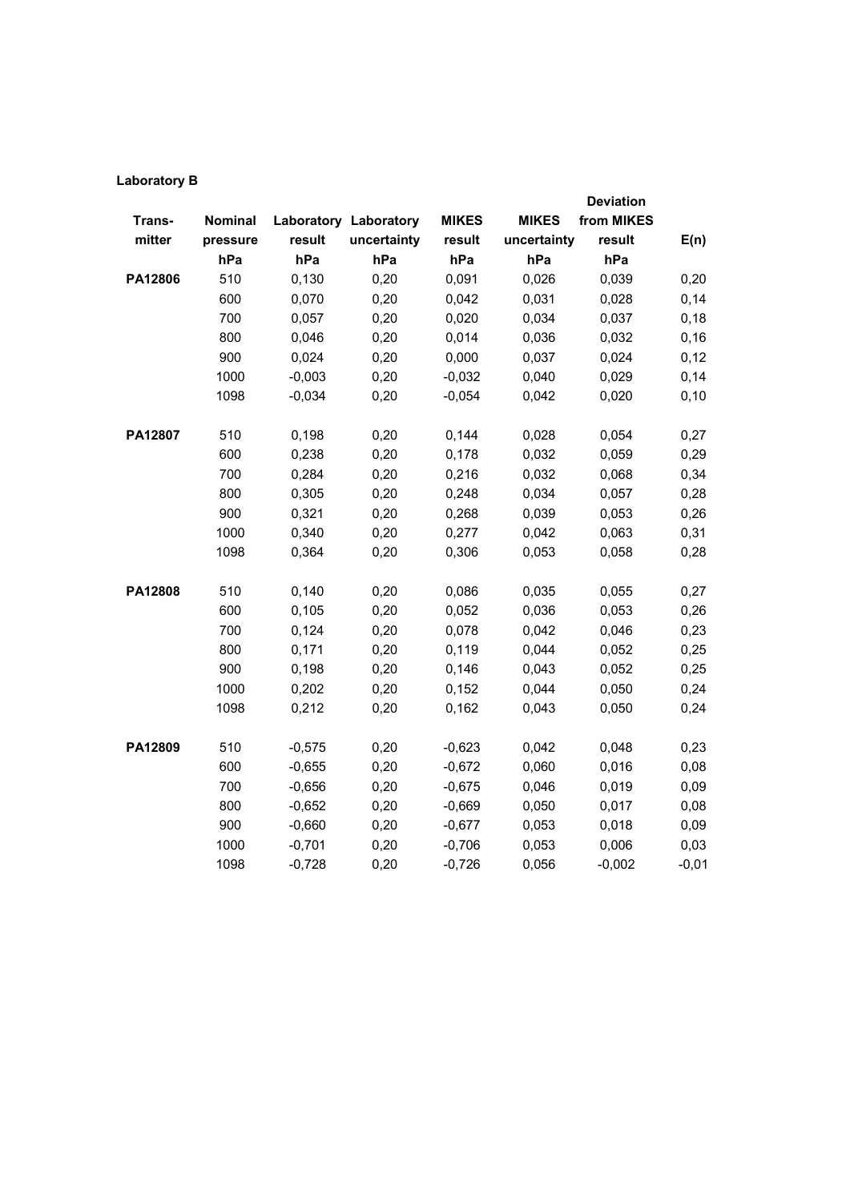**Laboratory B**

| Trans-mitter | Nominal pressure hPa | Laboratory result hPa | Laboratory uncertainty hPa | MIKES result hPa | MIKES uncertainty hPa | Deviation from MIKES result hPa | E(n) |
|---|---|---|---|---|---|---|---|
| **PA12806** | 510 | 0,130 | 0,20 | 0,091 | 0,026 | 0,039 | 0,20 |
| | 600 | 0,070 | 0,20 | 0,042 | 0,031 | 0,028 | 0,14 |
| | 700 | 0,057 | 0,20 | 0,020 | 0,034 | 0,037 | 0,18 |
| | 800 | 0,046 | 0,20 | 0,014 | 0,036 | 0,032 | 0,16 |
| | 900 | 0,024 | 0,20 | 0,000 | 0,037 | 0,024 | 0,12 |
| | 1000 | -0,003 | 0,20 | -0,032 | 0,040 | 0,029 | 0,14 |
| | 1098 | -0,034 | 0,20 | -0,054 | 0,042 | 0,020 | 0,10 |
| **PA12807** | 510 | 0,198 | 0,20 | 0,144 | 0,028 | 0,054 | 0,27 |
| | 600 | 0,238 | 0,20 | 0,178 | 0,032 | 0,059 | 0,29 |
| | 700 | 0,284 | 0,20 | 0,216 | 0,032 | 0,068 | 0,34 |
| | 800 | 0,305 | 0,20 | 0,248 | 0,034 | 0,057 | 0,28 |
| | 900 | 0,321 | 0,20 | 0,268 | 0,039 | 0,053 | 0,26 |
| | 1000 | 0,340 | 0,20 | 0,277 | 0,042 | 0,063 | 0,31 |
| | 1098 | 0,364 | 0,20 | 0,306 | 0,053 | 0,058 | 0,28 |
| **PA12808** | 510 | 0,140 | 0,20 | 0,086 | 0,035 | 0,055 | 0,27 |
| | 600 | 0,105 | 0,20 | 0,052 | 0,036 | 0,053 | 0,26 |
| | 700 | 0,124 | 0,20 | 0,078 | 0,042 | 0,046 | 0,23 |
| | 800 | 0,171 | 0,20 | 0,119 | 0,044 | 0,052 | 0,25 |
| | 900 | 0,198 | 0,20 | 0,146 | 0,043 | 0,052 | 0,25 |
| | 1000 | 0,202 | 0,20 | 0,152 | 0,044 | 0,050 | 0,24 |
| | 1098 | 0,212 | 0,20 | 0,162 | 0,043 | 0,050 | 0,24 |
| **PA12809** | 510 | -0,575 | 0,20 | -0,623 | 0,042 | 0,048 | 0,23 |
| | 600 | -0,655 | 0,20 | -0,672 | 0,060 | 0,016 | 0,08 |
| | 700 | -0,656 | 0,20 | -0,675 | 0,046 | 0,019 | 0,09 |
| | 800 | -0,652 | 0,20 | -0,669 | 0,050 | 0,017 | 0,08 |
| | 900 | -0,660 | 0,20 | -0,677 | 0,053 | 0,018 | 0,09 |
| | 1000 | -0,701 | 0,20 | -0,706 | 0,053 | 0,006 | 0,03 |
| | 1098 | -0,728 | 0,20 | -0,726 | 0,056 | -0,002 | -0,01 |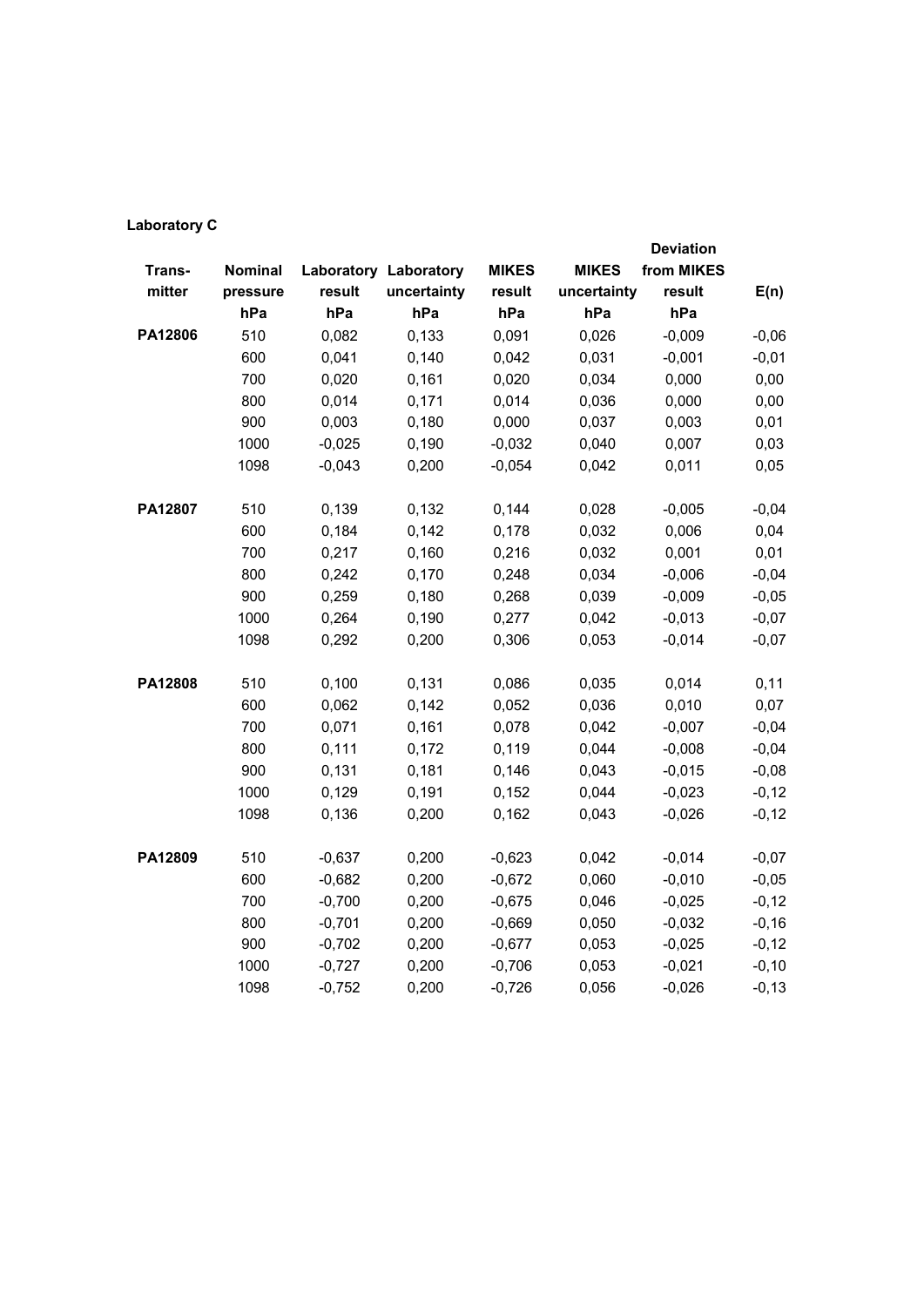**Laboratory C**

| Trans-mitter | Nominal pressure hPa | Laboratory result hPa | Laboratory uncertainty hPa | MIKES result hPa | MIKES uncertainty hPa | Deviation from MIKES result hPa | E(n) |
|---|---|---|---|---|---|---|---|
| **PA12806** | 510 | 0,082 | 0,133 | 0,091 | 0,026 | -0,009 | -0,06 |
| | 600 | 0,041 | 0,140 | 0,042 | 0,031 | -0,001 | -0,01 |
| | 700 | 0,020 | 0,161 | 0,020 | 0,034 | 0,000 | 0,00 |
| | 800 | 0,014 | 0,171 | 0,014 | 0,036 | 0,000 | 0,00 |
| | 900 | 0,003 | 0,180 | 0,000 | 0,037 | 0,003 | 0,01 |
| | 1000 | -0,025 | 0,190 | -0,032 | 0,040 | 0,007 | 0,03 |
| | 1098 | -0,043 | 0,200 | -0,054 | 0,042 | 0,011 | 0,05 |
| **PA12807** | 510 | 0,139 | 0,132 | 0,144 | 0,028 | -0,005 | -0,04 |
| | 600 | 0,184 | 0,142 | 0,178 | 0,032 | 0,006 | 0,04 |
| | 700 | 0,217 | 0,160 | 0,216 | 0,032 | 0,001 | 0,01 |
| | 800 | 0,242 | 0,170 | 0,248 | 0,034 | -0,006 | -0,04 |
| | 900 | 0,259 | 0,180 | 0,268 | 0,039 | -0,009 | -0,05 |
| | 1000 | 0,264 | 0,190 | 0,277 | 0,042 | -0,013 | -0,07 |
| | 1098 | 0,292 | 0,200 | 0,306 | 0,053 | -0,014 | -0,07 |
| **PA12808** | 510 | 0,100 | 0,131 | 0,086 | 0,035 | 0,014 | 0,11 |
| | 600 | 0,062 | 0,142 | 0,052 | 0,036 | 0,010 | 0,07 |
| | 700 | 0,071 | 0,161 | 0,078 | 0,042 | -0,007 | -0,04 |
| | 800 | 0,111 | 0,172 | 0,119 | 0,044 | -0,008 | -0,04 |
| | 900 | 0,131 | 0,181 | 0,146 | 0,043 | -0,015 | -0,08 |
| | 1000 | 0,129 | 0,191 | 0,152 | 0,044 | -0,023 | -0,12 |
| | 1098 | 0,136 | 0,200 | 0,162 | 0,043 | -0,026 | -0,12 |
| **PA12809** | 510 | -0,637 | 0,200 | -0,623 | 0,042 | -0,014 | -0,07 |
| | 600 | -0,682 | 0,200 | -0,672 | 0,060 | -0,010 | -0,05 |
| | 700 | -0,700 | 0,200 | -0,675 | 0,046 | -0,025 | -0,12 |
| | 800 | -0,701 | 0,200 | -0,669 | 0,050 | -0,032 | -0,16 |
| | 900 | -0,702 | 0,200 | -0,677 | 0,053 | -0,025 | -0,12 |
| | 1000 | -0,727 | 0,200 | -0,706 | 0,053 | -0,021 | -0,10 |
| | 1098 | -0,752 | 0,200 | -0,726 | 0,056 | -0,026 | -0,13 |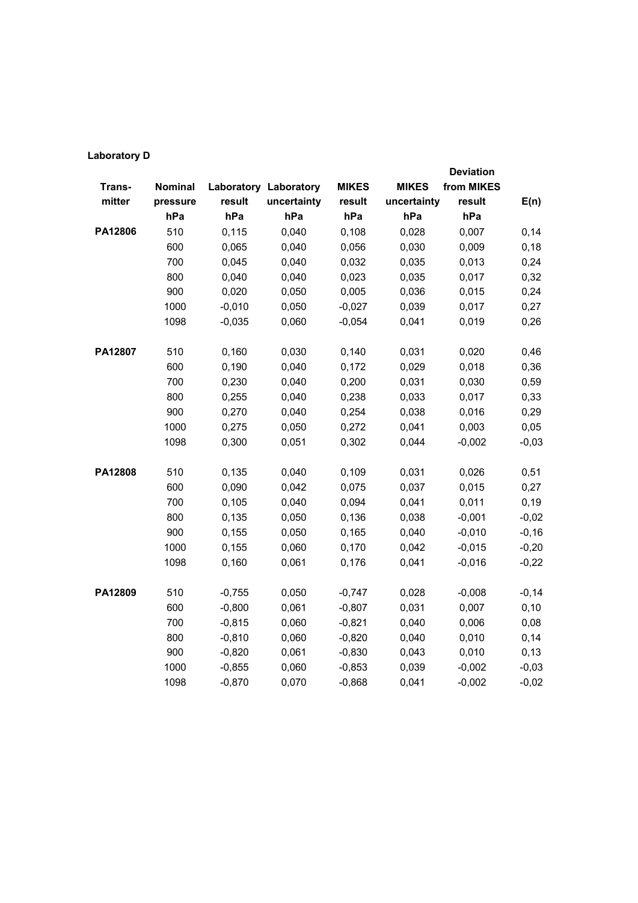**Laboratory D**

| Trans-mitter | Nominal pressure hPa | Laboratory result hPa | Laboratory uncertainty hPa | MIKES result hPa | MIKES uncertainty hPa | Deviation from MIKES result hPa | E(n) |
|---|---|---|---|---|---|---|---|
| **PA12806** | 510 | 0,115 | 0,040 | 0,108 | 0,028 | 0,007 | 0,14 |
| | 600 | 0,065 | 0,040 | 0,056 | 0,030 | 0,009 | 0,18 |
| | 700 | 0,045 | 0,040 | 0,032 | 0,035 | 0,013 | 0,24 |
| | 800 | 0,040 | 0,040 | 0,023 | 0,035 | 0,017 | 0,32 |
| | 900 | 0,020 | 0,050 | 0,005 | 0,036 | 0,015 | 0,24 |
| | 1000 | -0,010 | 0,050 | -0,027 | 0,039 | 0,017 | 0,27 |
| | 1098 | -0,035 | 0,060 | -0,054 | 0,041 | 0,019 | 0,26 |
| **PA12807** | 510 | 0,160 | 0,030 | 0,140 | 0,031 | 0,020 | 0,46 |
| | 600 | 0,190 | 0,040 | 0,172 | 0,029 | 0,018 | 0,36 |
| | 700 | 0,230 | 0,040 | 0,200 | 0,031 | 0,030 | 0,59 |
| | 800 | 0,255 | 0,040 | 0,238 | 0,033 | 0,017 | 0,33 |
| | 900 | 0,270 | 0,040 | 0,254 | 0,038 | 0,016 | 0,29 |
| | 1000 | 0,275 | 0,050 | 0,272 | 0,041 | 0,003 | 0,05 |
| | 1098 | 0,300 | 0,051 | 0,302 | 0,044 | -0,002 | -0,03 |
| **PA12808** | 510 | 0,135 | 0,040 | 0,109 | 0,031 | 0,026 | 0,51 |
| | 600 | 0,090 | 0,042 | 0,075 | 0,037 | 0,015 | 0,27 |
| | 700 | 0,105 | 0,040 | 0,094 | 0,041 | 0,011 | 0,19 |
| | 800 | 0,135 | 0,050 | 0,136 | 0,038 | -0,001 | -0,02 |
| | 900 | 0,155 | 0,050 | 0,165 | 0,040 | -0,010 | -0,16 |
| | 1000 | 0,155 | 0,060 | 0,170 | 0,042 | -0,015 | -0,20 |
| | 1098 | 0,160 | 0,061 | 0,176 | 0,041 | -0,016 | -0,22 |
| **PA12809** | 510 | -0,755 | 0,050 | -0,747 | 0,028 | -0,008 | -0,14 |
| | 600 | -0,800 | 0,061 | -0,807 | 0,031 | 0,007 | 0,10 |
| | 700 | -0,815 | 0,060 | -0,821 | 0,040 | 0,006 | 0,08 |
| | 800 | -0,810 | 0,060 | -0,820 | 0,040 | 0,010 | 0,14 |
| | 900 | -0,820 | 0,061 | -0,830 | 0,043 | 0,010 | 0,13 |
| | 1000 | -0,855 | 0,060 | -0,853 | 0,039 | -0,002 | -0,03 |
| | 1098 | -0,870 | 0,070 | -0,868 | 0,041 | -0,002 | -0,02 |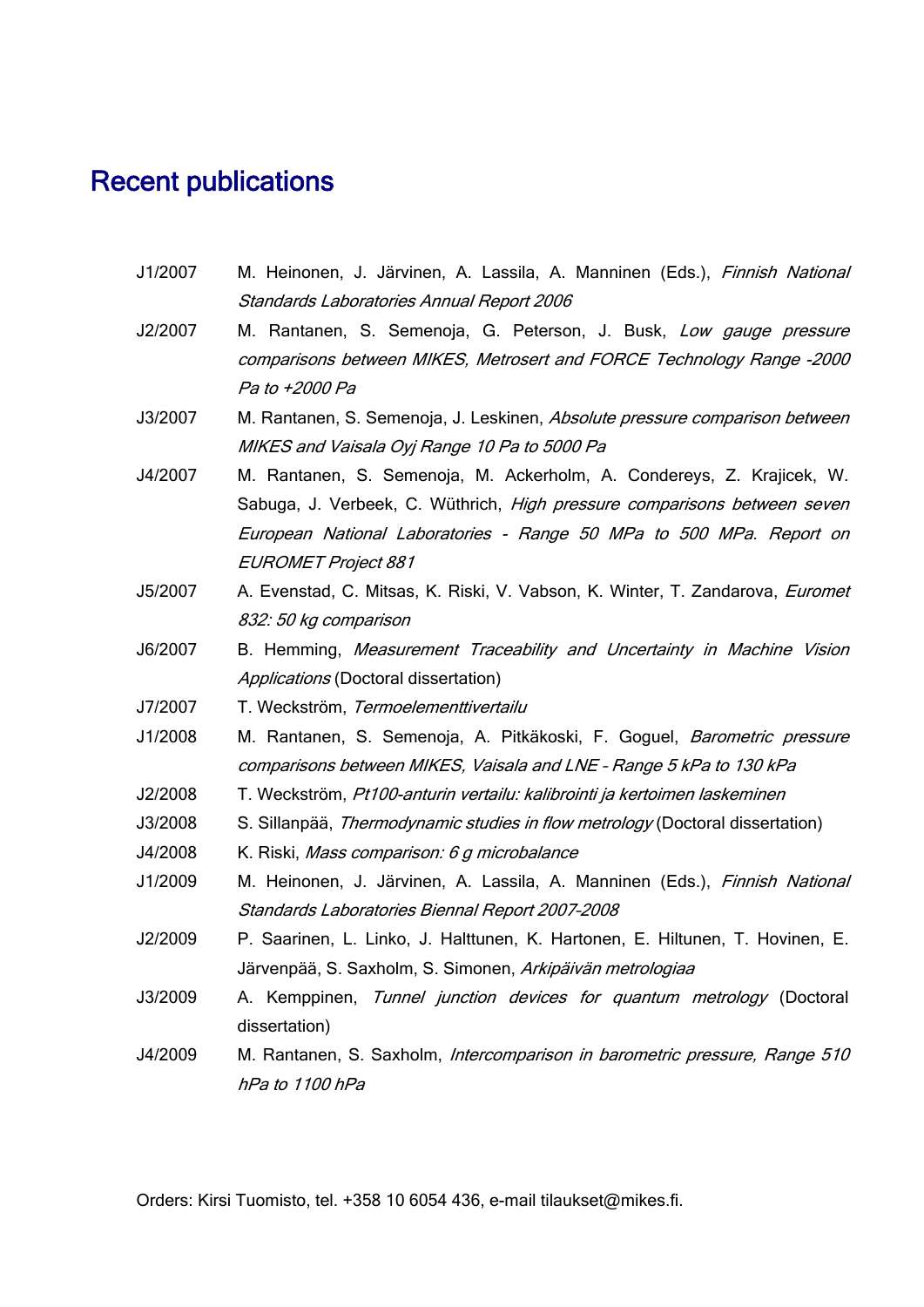# Recent publications

| | |
|---|---|
| J1/2007 | M. Heinonen, J. Järvinen, A. Lassila, A. Manninen (Eds.), *Finnish National Standards Laboratories Annual Report 2006* |
| J2/2007 | M. Rantanen, S. Semenoja, G. Peterson, J. Busk, *Low gauge pressure comparisons between MIKES, Metrosert and FORCE Technology Range -2000 Pa to +2000 Pa* |
| J3/2007 | M. Rantanen, S. Semenoja, J. Leskinen, *Absolute pressure comparison between MIKES and Vaisala Oyj Range 10 Pa to 5000 Pa* |
| J4/2007 | M. Rantanen, S. Semenoja, M. Ackerholm, A. Condereys, Z. Krajicek, W. Sabuga, J. Verbeek, C. Wüthrich, *High pressure comparisons between seven European National Laboratories - Range 50 MPa to 500 MPa. Report on EUROMET Project 881* |
| J5/2007 | A. Evenstad, C. Mitsas, K. Riski, V. Vabson, K. Winter, T. Zandarova, *Euromet 832: 50 kg comparison* |
| J6/2007 | B. Hemming, *Measurement Traceability and Uncertainty in Machine Vision Applications* (Doctoral dissertation) |
| J7/2007 | T. Weckström, *Termoelementtivertailu* |
| J1/2008 | M. Rantanen, S. Semenoja, A. Pitkäkoski, F. Goguel, *Barometric pressure comparisons between MIKES, Vaisala and LNE - Range 5 kPa to 130 kPa* |
| J2/2008 | T. Weckström, *Pt100-anturin vertailu: kalibrointi ja kertoimen laskeminen* |
| J3/2008 | S. Sillanpää, *Thermodynamic studies in flow metrology* (Doctoral dissertation) |
| J4/2008 | K. Riski, *Mass comparison: 6 g microbalance* |
| J1/2009 | M. Heinonen, J. Järvinen, A. Lassila, A. Manninen (Eds.), *Finnish National Standards Laboratories Biennal Report 2007-2008* |
| J2/2009 | P. Saarinen, L. Linko, J. Halttunen, K. Hartonen, E. Hiltunen, T. Hovinen, E. Järvenpää, S. Saxholm, S. Simonen, *Arkipäivän metrologiaa* |
| J3/2009 | A. Kemppinen, *Tunnel junction devices for quantum metrology* (Doctoral dissertation) |
| J4/2009 | M. Rantanen, S. Saxholm, *Intercomparison in barometric pressure, Range 510 hPa to 1100 hPa* |

Orders: Kirsi Tuomisto, tel. +358 10 6054 436, e-mail tilaukset@mikes.fi.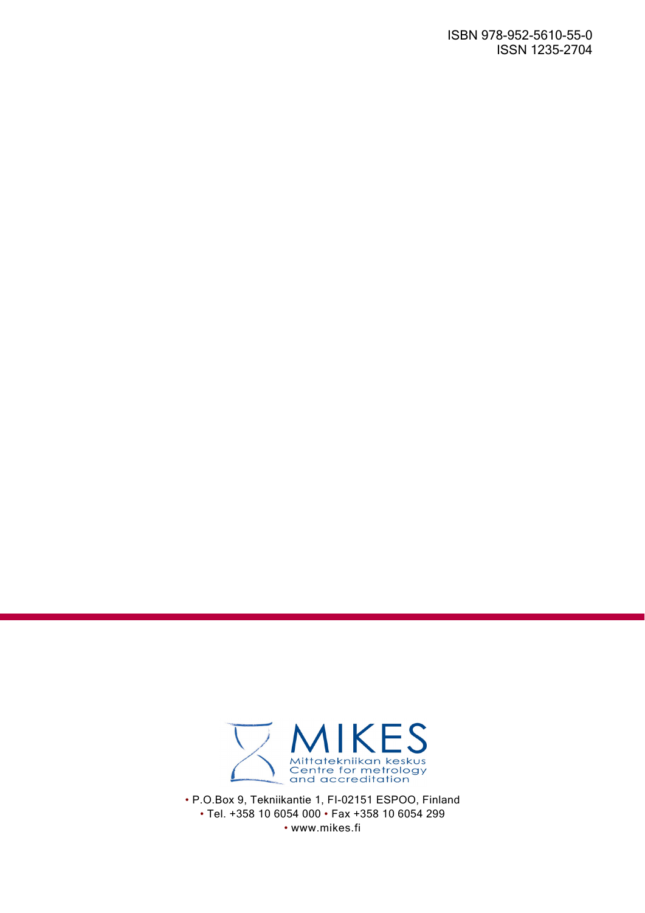ISBN 978-952-5610-55-0
ISSN 1235-2704

MIKES
Mittatekniikan keskus
Centre for metrology
and accreditation

• P.O.Box 9, Tekniikantie 1, FI-02151 ESPOO, Finland
• Tel. +358 10 6054 000 • Fax +358 10 6054 299
• www.mikes.fi